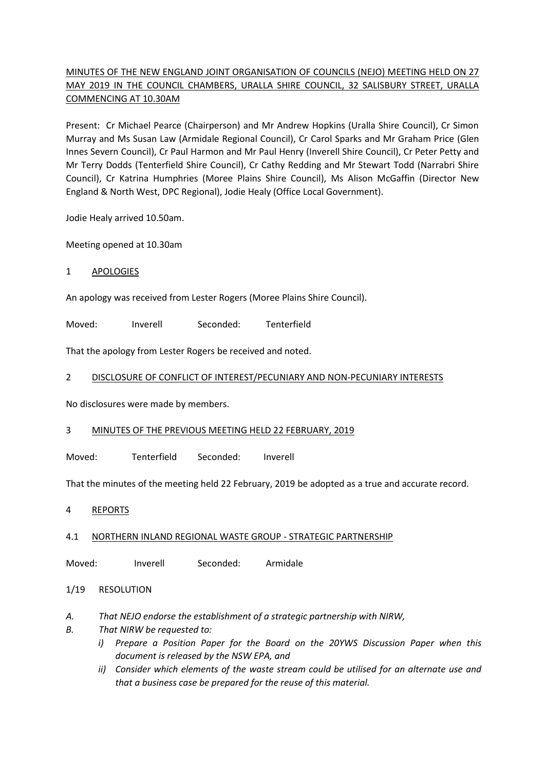# MINUTES OF THE NEW ENGLAND JOINT ORGANISATION OF COUNCILS (NEJO) MEETING HELD ON 27 MAY 2019 IN THE COUNCIL CHAMBERS, URALLA SHIRE COUNCIL, 32 SALISBURY STREET, URALLA COMMENCING AT 10.30AM

Present: Cr Michael Pearce (Chairperson) and Mr Andrew Hopkins (Uralla Shire Council), Cr Simon Murray and Ms Susan Law (Armidale Regional Council), Cr Carol Sparks and Mr Graham Price (Glen Innes Severn Council), Cr Paul Harmon and Mr Paul Henry (Inverell Shire Council), Cr Peter Petty and Mr Terry Dodds (Tenterfield Shire Council), Cr Cathy Redding and Mr Stewart Todd (Narrabri Shire Council), Cr Katrina Humphries (Moree Plains Shire Council), Ms Alison McGaffin (Director New England & North West, DPC Regional), Jodie Healy (Office Local Government).

Jodie Healy arrived 10.50am.

Meeting opened at 10.30am

## 1 APOLOGIES

An apology was received from Lester Rogers (Moree Plains Shire Council).

Moved: Inverell Seconded: Tenterfield

That the apology from Lester Rogers be received and noted.

## 2 DISCLOSURE OF CONFLICT OF INTEREST/PECUNIARY AND NON-PECUNIARY INTERESTS

No disclosures were made by members.

## 3 MINUTES OF THE PREVIOUS MEETING HELD 22 FEBRUARY, 2019

Moved: Tenterfield Seconded: Inverell

That the minutes of the meeting held 22 February, 2019 be adopted as a true and accurate record.

## 4 REPORTS

### 4.1 NORTHERN INLAND REGIONAL WASTE GROUP - STRATEGIC PARTNERSHIP

Moved: Inverell Seconded: Armidale

1/19 RESOLUTION

*A. That NEJO endorse the establishment of a strategic partnership with NIRW,*

*B. That NIRW be requested to:*

- *i) Prepare a Position Paper for the Board on the 20YWS Discussion Paper when this document is released by the NSW EPA, and*
- *ii) Consider which elements of the waste stream could be utilised for an alternate use and that a business case be prepared for the reuse of this material.*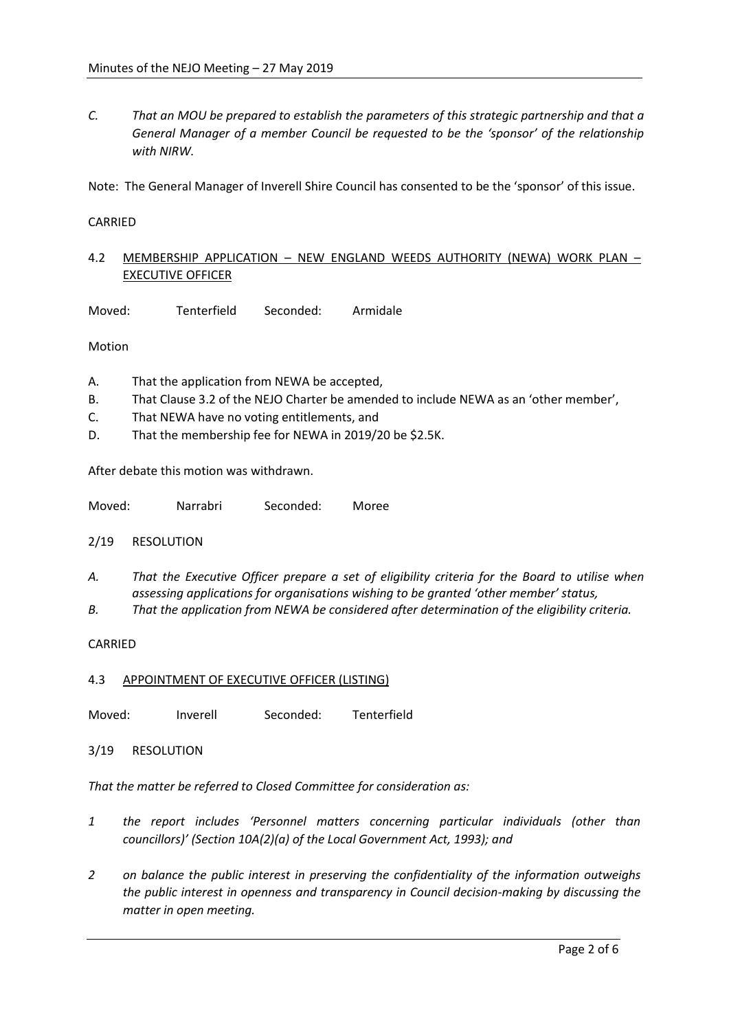*C. That an MOU be prepared to establish the parameters of this strategic partnership and that a General Manager of a member Council be requested to be the 'sponsor' of the relationship with NIRW.*

Note: The General Manager of Inverell Shire Council has consented to be the 'sponsor' of this issue.

CARRIED

## 4.2 MEMBERSHIP APPLICATION – NEW ENGLAND WEEDS AUTHORITY (NEWA) WORK PLAN – EXECUTIVE OFFICER

Moved: Tenterfield Seconded: Armidale

Motion

A. That the application from NEWA be accepted,
B. That Clause 3.2 of the NEJO Charter be amended to include NEWA as an 'other member',
C. That NEWA have no voting entitlements, and
D. That the membership fee for NEWA in 2019/20 be $2.5K.

After debate this motion was withdrawn.

Moved: Narrabri Seconded: Moree

2/19 RESOLUTION

*A. That the Executive Officer prepare a set of eligibility criteria for the Board to utilise when assessing applications for organisations wishing to be granted 'other member' status,*
*B. That the application from NEWA be considered after determination of the eligibility criteria.*

CARRIED

## 4.3 APPOINTMENT OF EXECUTIVE OFFICER (LISTING)

Moved: Inverell Seconded: Tenterfield

3/19 RESOLUTION

*That the matter be referred to Closed Committee for consideration as:*

*1 the report includes 'Personnel matters concerning particular individuals (other than councillors)' (Section 10A(2)(a) of the Local Government Act, 1993); and*

*2 on balance the public interest in preserving the confidentiality of the information outweighs the public interest in openness and transparency in Council decision-making by discussing the matter in open meeting.*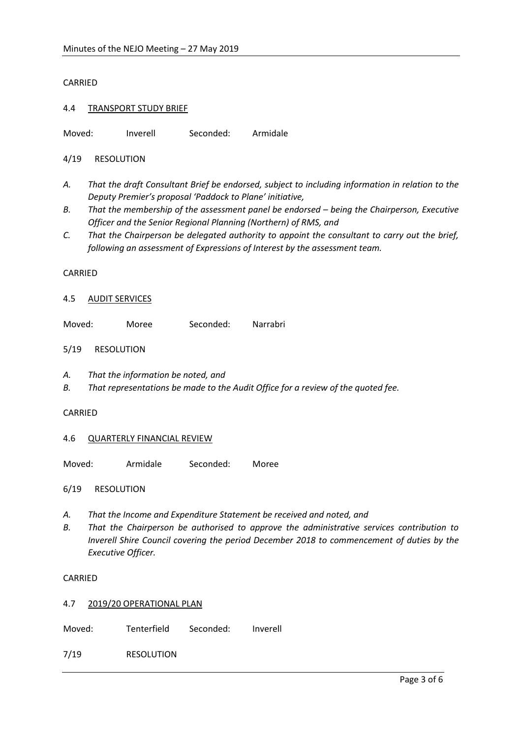CARRIED

4.4 TRANSPORT STUDY BRIEF

Moved: Inverell Seconded: Armidale

4/19 RESOLUTION

*A. That the draft Consultant Brief be endorsed, subject to including information in relation to the Deputy Premier's proposal 'Paddock to Plane' initiative,*

*B. That the membership of the assessment panel be endorsed – being the Chairperson, Executive Officer and the Senior Regional Planning (Northern) of RMS, and*

*C. That the Chairperson be delegated authority to appoint the consultant to carry out the brief, following an assessment of Expressions of Interest by the assessment team.*

CARRIED

4.5 AUDIT SERVICES

Moved: Moree Seconded: Narrabri

5/19 RESOLUTION

*A. That the information be noted, and*

*B. That representations be made to the Audit Office for a review of the quoted fee.*

CARRIED

4.6 QUARTERLY FINANCIAL REVIEW

Moved: Armidale Seconded: Moree

6/19 RESOLUTION

*A. That the Income and Expenditure Statement be received and noted, and*

*B. That the Chairperson be authorised to approve the administrative services contribution to Inverell Shire Council covering the period December 2018 to commencement of duties by the Executive Officer.*

CARRIED

4.7 2019/20 OPERATIONAL PLAN

Moved: Tenterfield Seconded: Inverell

7/19 RESOLUTION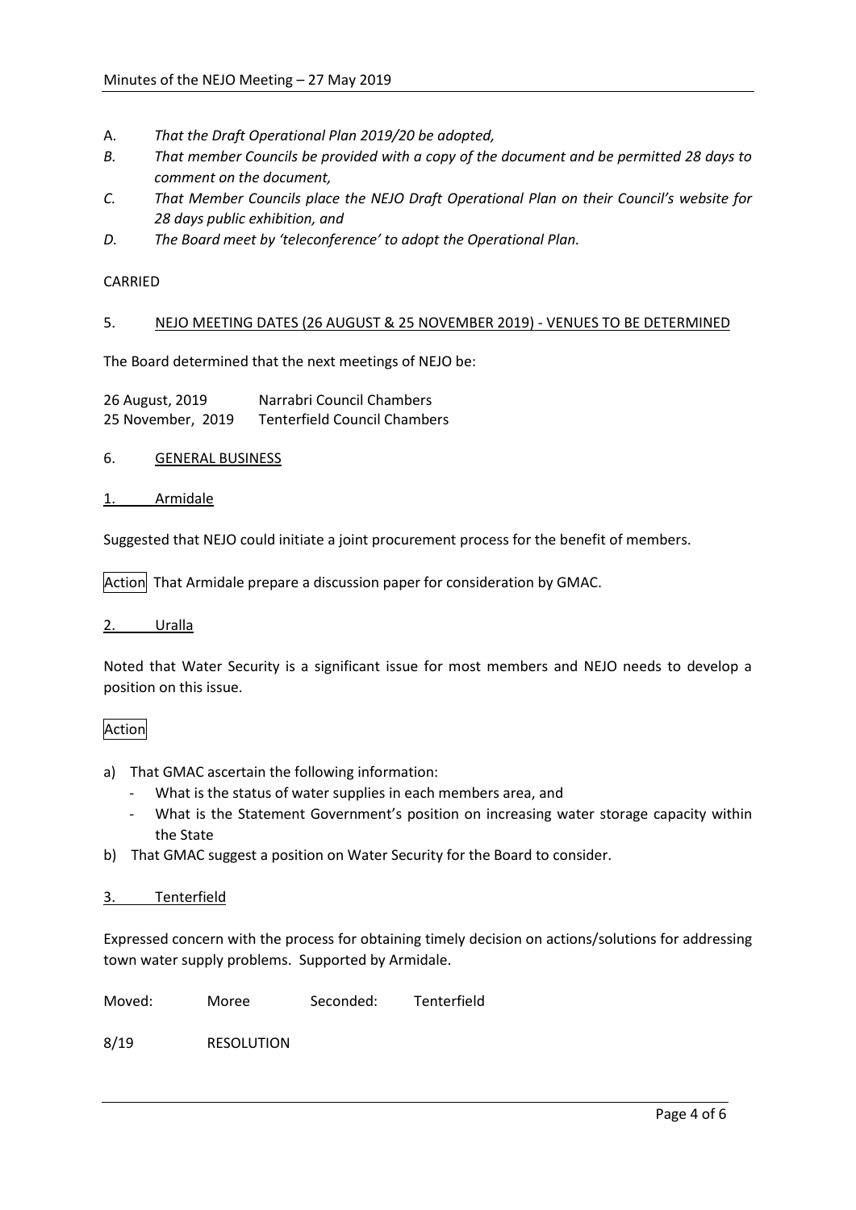A. *That the Draft Operational Plan 2019/20 be adopted,*
*B. That member Councils be provided with a copy of the document and be permitted 28 days to comment on the document,*
*C. That Member Councils place the NEJO Draft Operational Plan on their Council's website for 28 days public exhibition, and*
*D. The Board meet by 'teleconference' to adopt the Operational Plan.*

CARRIED

5. NEJO MEETING DATES (26 AUGUST & 25 NOVEMBER 2019) - VENUES TO BE DETERMINED

The Board determined that the next meetings of NEJO be:

| | |
|---|---|
| 26 August, 2019 | Narrabri Council Chambers |
| 25 November, 2019 | Tenterfield Council Chambers |

6. GENERAL BUSINESS

1. Armidale

Suggested that NEJO could initiate a joint procurement process for the benefit of members.

Action That Armidale prepare a discussion paper for consideration by GMAC.

2. Uralla

Noted that Water Security is a significant issue for most members and NEJO needs to develop a position on this issue.

Action

a) That GMAC ascertain the following information:
   - What is the status of water supplies in each members area, and
   - What is the Statement Government's position on increasing water storage capacity within the State
b) That GMAC suggest a position on Water Security for the Board to consider.

3. Tenterfield

Expressed concern with the process for obtaining timely decision on actions/solutions for addressing town water supply problems. Supported by Armidale.

Moved: Moree Seconded: Tenterfield

8/19 RESOLUTION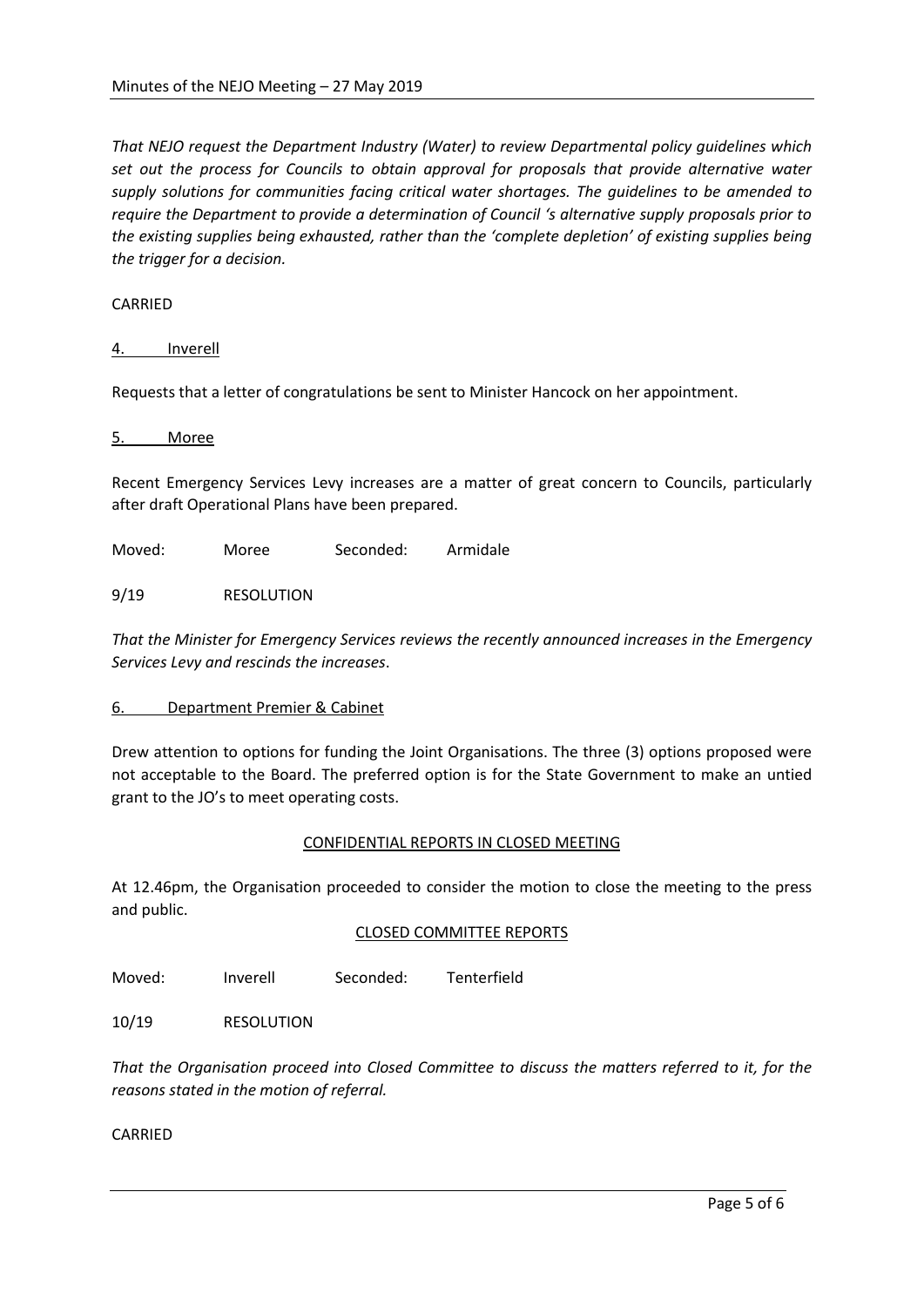*That NEJO request the Department Industry (Water) to review Departmental policy guidelines which set out the process for Councils to obtain approval for proposals that provide alternative water supply solutions for communities facing critical water shortages. The guidelines to be amended to require the Department to provide a determination of Council 's alternative supply proposals prior to the existing supplies being exhausted, rather than the 'complete depletion' of existing supplies being the trigger for a decision.*

CARRIED

4. Inverell

Requests that a letter of congratulations be sent to Minister Hancock on her appointment.

5. Moree

Recent Emergency Services Levy increases are a matter of great concern to Councils, particularly after draft Operational Plans have been prepared.

Moved: Moree Seconded: Armidale

9/19 RESOLUTION

*That the Minister for Emergency Services reviews the recently announced increases in the Emergency Services Levy and rescinds the increases*.

6. Department Premier & Cabinet

Drew attention to options for funding the Joint Organisations. The three (3) options proposed were not acceptable to the Board. The preferred option is for the State Government to make an untied grant to the JO's to meet operating costs.

CONFIDENTIAL REPORTS IN CLOSED MEETING

At 12.46pm, the Organisation proceeded to consider the motion to close the meeting to the press and public.

CLOSED COMMITTEE REPORTS

Moved: Inverell Seconded: Tenterfield

10/19 RESOLUTION

*That the Organisation proceed into Closed Committee to discuss the matters referred to it, for the reasons stated in the motion of referral.*

CARRIED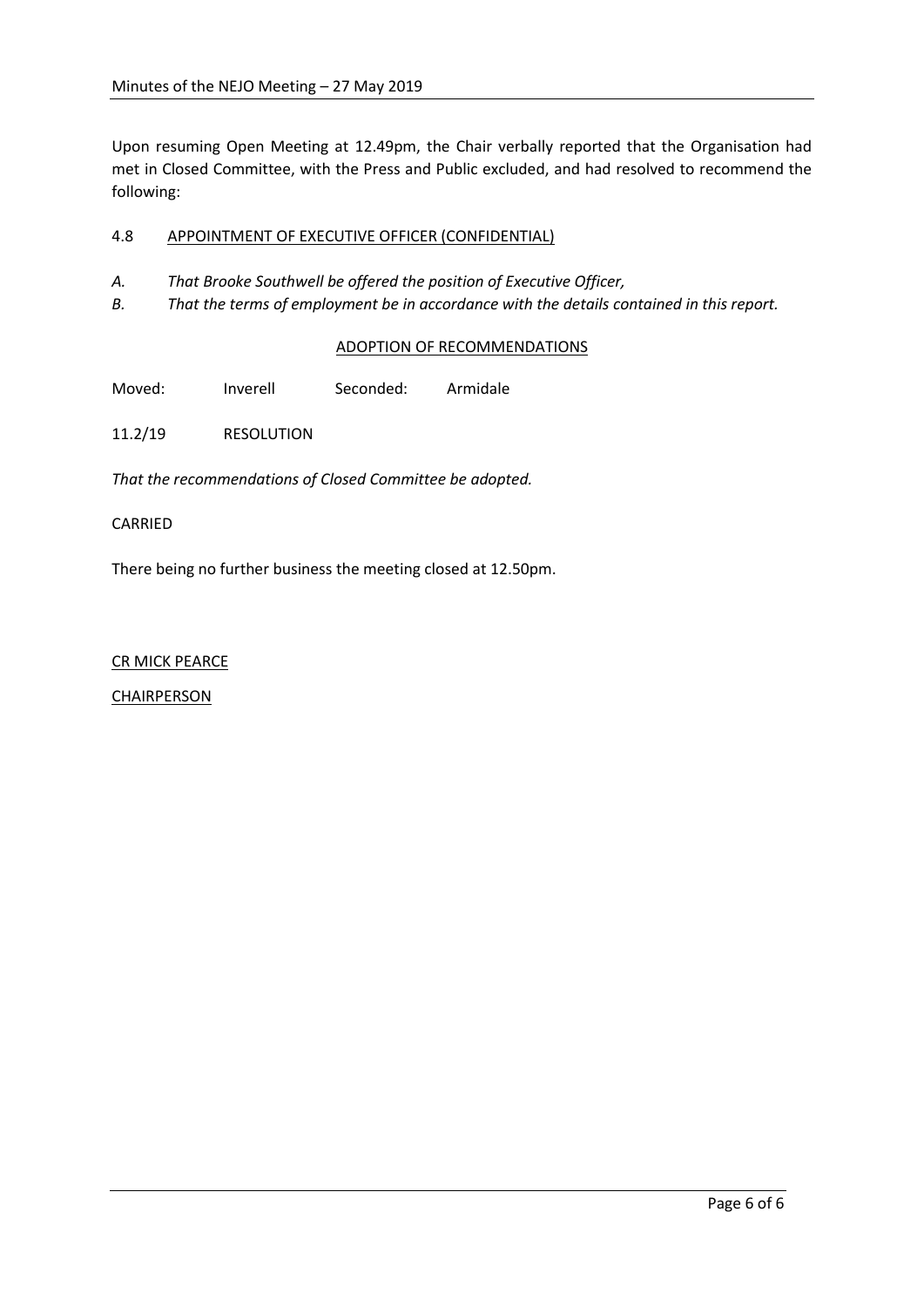Upon resuming Open Meeting at 12.49pm, the Chair verbally reported that the Organisation had met in Closed Committee, with the Press and Public excluded, and had resolved to recommend the following:

4.8 APPOINTMENT OF EXECUTIVE OFFICER (CONFIDENTIAL)

*A. That Brooke Southwell be offered the position of Executive Officer,*

*B. That the terms of employment be in accordance with the details contained in this report.*

ADOPTION OF RECOMMENDATIONS

Moved: Inverell Seconded: Armidale

11.2/19 RESOLUTION

*That the recommendations of Closed Committee be adopted.*

CARRIED

There being no further business the meeting closed at 12.50pm.

CR MICK PEARCE

CHAIRPERSON